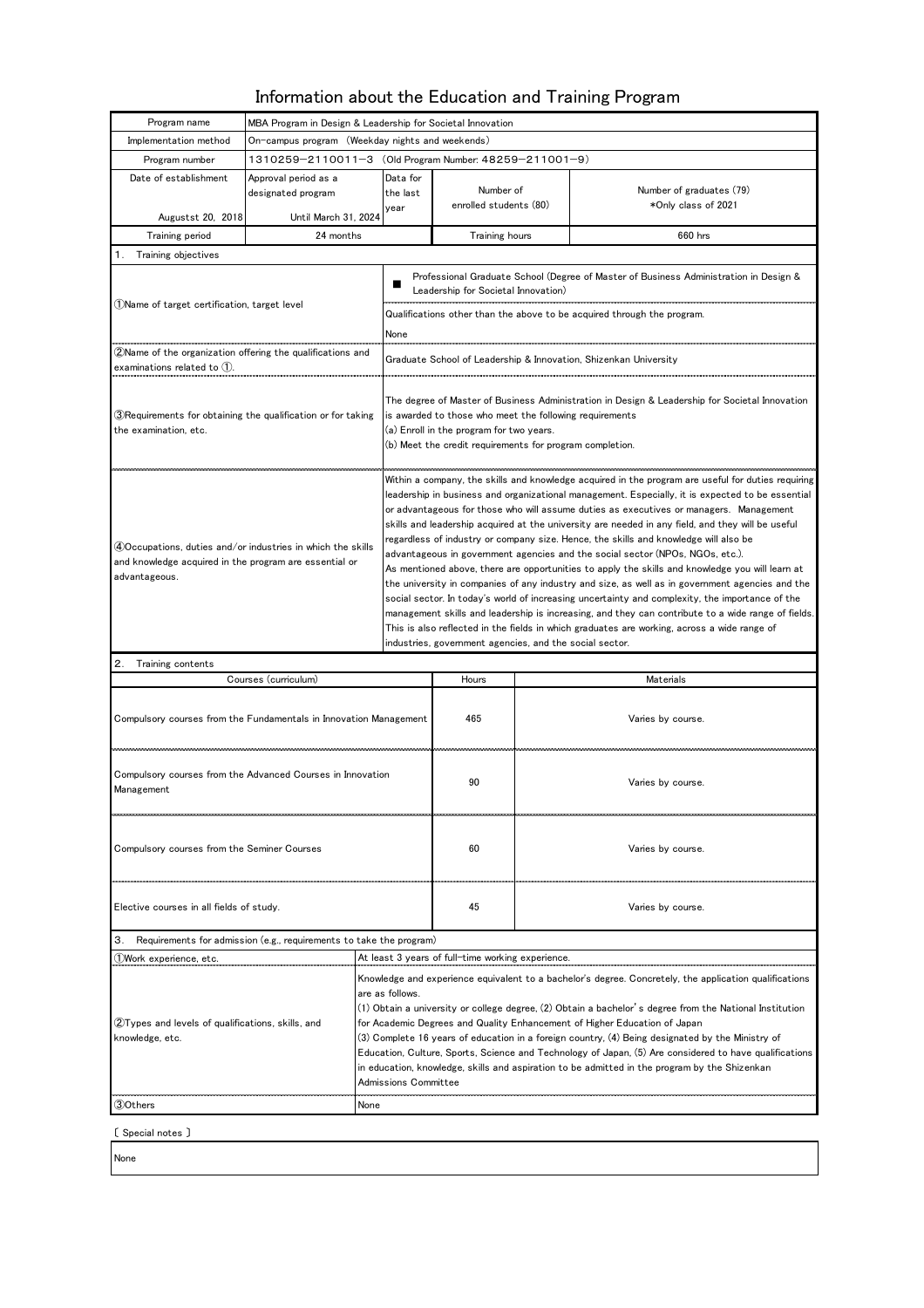# Information about the Education and Training Program

| Program name | MBA Program in Design & Leadership for Societal Innovation | | | |
|---|---|---|---|---|
| Implementation method | On-campus program (Weekday nights and weekends) | | | |
| Program number | 1310259−2110011−3 (Old Program Number: 48259−211001−9) | | | |
| Date of establishment<br>Augustst 20, 2018 | Approval period as a designated program<br>Until March 31, 2024 | Data for the last year | Number of enrolled students (80) | Number of graduates (79)<br>*Only class of 2021 |
| Training period | 24 months | | Training hours | 660 hrs |

## 1. Training objectives

| | |
|---|---|
| ①Name of target certification, target level | ■ Professional Graduate School (Degree of Master of Business Administration in Design & Leadership for Societal Innovation)<br>Qualifications other than the above to be acquired through the program.<br>None |
| ②Name of the organization offering the qualifications and examinations related to ①. | Graduate School of Leadership & Innovation, Shizenkan University |
| ③Requirements for obtaining the qualification or for taking the examination, etc. | The degree of Master of Business Administration in Design & Leadership for Societal Innovation is awarded to those who meet the following requirements<br>(a) Enroll in the program for two years.<br>(b) Meet the credit requirements for program completion. |
| ④Occupations, duties and/or industries in which the skills and knowledge acquired in the program are essential or advantageous. | Within a company, the skills and knowledge acquired in the program are useful for duties requiring leadership in business and organizational management. Especially, it is expected to be essential or advantageous for those who will assume duties as executives or managers. Management skills and leadership acquired at the university are needed in any field, and they will be useful regardless of industry or company size. Hence, the skills and knowledge will also be advantageous in government agencies and the social sector (NPOs, NGOs, etc.).<br>As mentioned above, there are opportunities to apply the skills and knowledge you will learn at the university in companies of any industry and size, as well as in government agencies and the social sector. In today's world of increasing uncertainty and complexity, the importance of the management skills and leadership is increasing, and they can contribute to a wide range of fields. This is also reflected in the fields in which graduates are working, across a wide range of industries, government agencies, and the social sector. |

## 2. Training contents

| Courses (curriculum) | Hours | Materials |
|---|---|---|
| Compulsory courses from the Fundamentals in Innovation Management | 465 | Varies by course. |
| Compulsory courses from the Advanced Courses in Innovation Management | 90 | Varies by course. |
| Compulsory courses from the Seminer Courses | 60 | Varies by course. |
| Elective courses in all fields of study. | 45 | Varies by course. |

## 3. Requirements for admission (e.g., requirements to take the program)

| | |
|---|---|
| ①Work experience, etc. | At least 3 years of full-time working experience. |
| ②Types and levels of qualifications, skills, and knowledge, etc. | Knowledge and experience equivalent to a bachelor's degree. Concretely, the application qualifications are as follows.<br>(1) Obtain a university or college degree, (2) Obtain a bachelor's degree from the National Institution for Academic Degrees and Quality Enhancement of Higher Education of Japan<br>(3) Complete 16 years of education in a foreign country, (4) Being designated by the Ministry of Education, Culture, Sports, Science and Technology of Japan, (5) Are considered to have qualifications in education, knowledge, skills and aspiration to be admitted in the program by the Shizenkan Admissions Committee |
| ③Others | None |

〔 Special notes 〕

None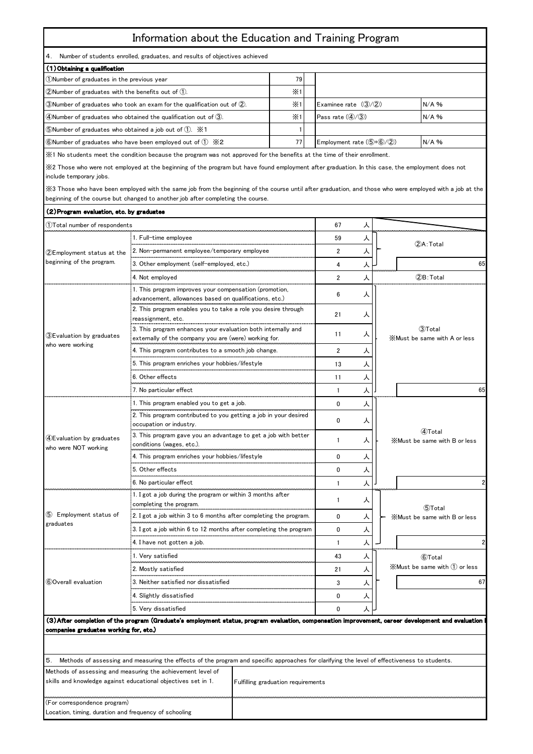# Information about the Education and Training Program

4. Number of students enrolled, graduates, and results of objectives achieved

### (1) Obtaining a qualification

| | | | |
|---|---|---|---|
| ①Number of graduates in the previous year | 79 | | |
| ②Number of graduates with the benefits out of ①. | ※1 | | |
| ③Number of graduates who took an exam for the qualification out of ②. | ※1 | Examinee rate（③/②） | N/A % |
| ④Number of graduates who obtained the qualification out of ③. | ※1 | Pass rate (④/③) | N/A % |
| ⑤Number of graduates who obtained a job out of ①. ※1 | 1 | | |
| ⑥Number of graduates who have been employed out of ① ※2 | 77 | Employment rate (⑤+⑥/②) | N/A % |

※1 No students meet the condition because the program was not approved for the benefits at the time of their enrollment.

※2 Those who were not employed at the beginning of the program but have found employment after graduation. In this case, the employment does not include temporary jobs.

※3 Those who have been employed with the same job from the beginning of the course until after graduation, and those who were employed with a job at the beginning of the course but changed to another job after completing the course.

### (2) Program evaluation, etc. by graduates

| Item | Response | Number | | Total |
|---|---|---|---|---|
| ①Total number of respondents | | 67 | 人 | |
| ②Employment status at the beginning of the program. | 1. Full-time employee | 59 | 人 | ②A: Total |
| | 2. Non-permanent employee/temporary employee | 2 | 人 | |
| | 3. Other employment (self-employed, etc.) | 4 | 人 | 65 |
| | 4. Not employed | 2 | 人 | ②B: Total |
| ③Evaluation by graduates who were working | 1. This program improves your compensation (promotion, advancement, allowances based on qualifications, etc.) | 6 | 人 | ③Total ※Must be same with A or less |
| | 2. This program enables you to take a role you desire through reassignment, etc. | 21 | 人 | |
| | 3. This program enhances your evaluation both internally and externally of the company you are (were) working for. | 11 | 人 | |
| | 4. This program contributes to a smooth job change. | 2 | 人 | |
| | 5. This program enriches your hobbies/lifestyle | 13 | 人 | |
| | 6. Other effects | 11 | 人 | |
| | 7. No particular effect | 1 | 人 | 65 |
| ④Evaluation by graduates who were NOT working | 1. This program enabled you to get a job. | 0 | 人 | ④Total ※Must be same with B or less |
| | 2. This program contributed to you getting a job in your desired occupation or industry. | 0 | 人 | |
| | 3. This program gave you an advantage to get a job with better conditions (wages, etc.). | 1 | 人 | |
| | 4. This program enriches your hobbies/lifestyle | 0 | 人 | |
| | 5. Other effects | 0 | 人 | |
| | 6. No particular effect | 1 | 人 | 2 |
| ⑤ Employment status of graduates | 1. I got a job during the program or within 3 months after completing the program. | 1 | 人 | ⑤Total ※Must be same with B or less |
| | 2. I got a job within 3 to 6 months after completing the program. | 0 | 人 | |
| | 3. I got a job within 6 to 12 months after completing the program | 0 | 人 | |
| | 4. I have not gotten a job. | 1 | 人 | 2 |
| ⑥Overall evaluation | 1. Very satisfied | 43 | 人 | ⑥Total ※Must be same with ① or less |
| | 2. Mostly satisfied | 21 | 人 | |
| | 3. Neither satisfied nor dissatisfied | 3 | 人 | 67 |
| | 4. Slightly dissatisfied | 0 | 人 | |
| | 5. Very dissatisfied | 0 | 人 | |

### (3) After completion of the program (Graduate's employment status, program evaluation, compensation improvement, career development and evaluation by companies graduates working for, etc.)

5. Methods of assessing and measuring the effects of the program and specific approaches for clarifying the level of effectiveness to students.

| | |
|---|---|
| Methods of assessing and measuring the achievement level of skills and knowledge against educational objectives set in 1. | Fulfilling graduation requirements |
| (For correspondence program) Location, timing, duration and frequency of schooling | |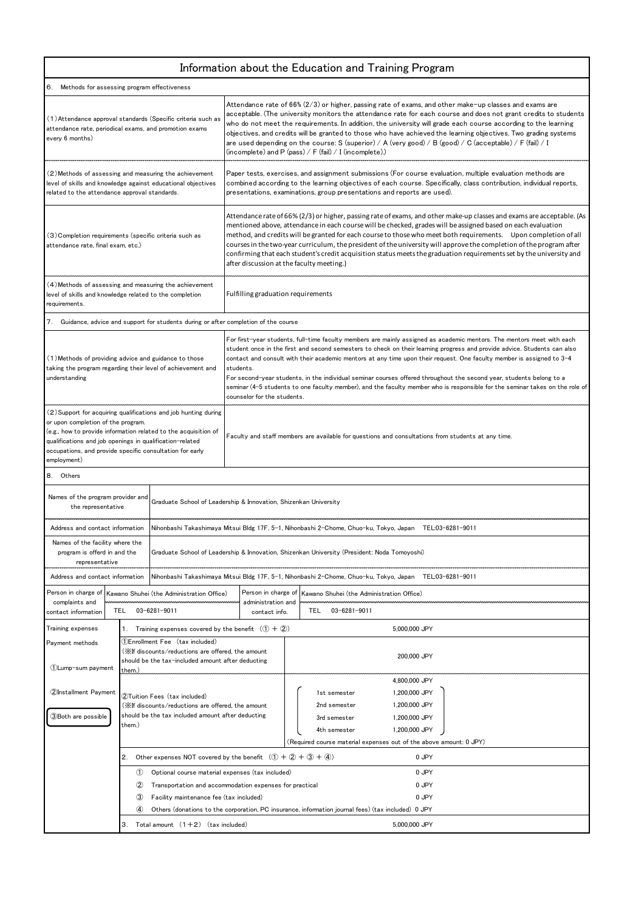# Information about the Education and Training Program

## 6. Methods for assessing program effectiveness

| Item | Details |
|---|---|
| (1) Attendance approval standards (Specific criteria such as attendance rate, periodical exams, and promotion exams every 6 months) | Attendance rate of 66% (2/3) or higher, passing rate of exams, and other make-up classes and exams are acceptable. (The university monitors the attendance rate for each course and does not grant credits to students who do not meet the requirements. In addition, the university will grade each course according to the learning objectives, and credits will be granted to those who have achieved the learning objectives. Two grading systems are used depending on the course: S (superior) / A (very good) / B (good) / C (acceptable) / F (fail) / I (incomplete) and P (pass) / F (fail) / I (incomplete).) |
| (2) Methods of assessing and measuring the achievement level of skills and knowledge against educational objectives related to the attendance approval standards. | Paper tests, exercises, and assignment submissions (For course evaluation, multiple evaluation methods are combined according to the learning objectives of each course. Specifically, class contribution, individual reports, presentations, examinations, group presentations and reports are used). |
| (3) Completion requirements (specific criteria such as attendance rate, final exam, etc.) | Attendance rate of 66% (2/3) or higher, passing rate of exams, and other make-up classes and exams are acceptable. (As mentioned above, attendance in each course will be checked, grades will be assigned based on each evaluation method, and credits will be granted for each course to those who meet both requirements. Upon completion of all courses in the two-year curriculum, the president of the university will approve the completion of the program after confirming that each student's credit acquisition status meets the graduation requirements set by the university and after discussion at the faculty meeting.) |
| (4) Methods of assessing and measuring the achievement level of skills and knowledge related to the completion requirements. | Fulfilling graduation requirements |

## 7. Guidance, advice and support for students during or after completion of the course

| Item | Details |
|---|---|
| (1) Methods of providing advice and guidance to those taking the program regarding their level of achievement and understanding | For first-year students, full-time faculty members are mainly assigned as academic mentors. The mentors meet with each student once in the first and second semesters to check on their learning progress and provide advice. Students can also contact and consult with their academic mentors at any time upon their request. One faculty member is assigned to 3-4 students.<br>For second-year students, in the individual seminar courses offered throughout the second year, students belong to a seminar (4-5 students to one faculty member), and the faculty member who is responsible for the seminar takes on the role of counselor for the students. |
| (2) Support for acquiring qualifications and job hunting during or upon completion of the program.<br>(e.g., how to provide information related to the acquisition of qualifications and job openings in qualification-related occupations, and provide specific consultation for early employment) | Faculty and staff members are available for questions and consultations from students at any time. |

## 8. Others

| Item | Details | | |
|---|---|---|---|
| Names of the program provider and the representative | Graduate School of Leadership & Innovation, Shizenkan University | | |
| Address and contact information | Nihonbashi Takashimaya Mitsui Bldg 17F, 5-1, Nihonbashi 2-Chome, Chuo-ku, Tokyo, Japan TEL:03-6281-9011 | | |
| Names of the facility where the program is offerd in and the representative | Graduate School of Leadership & Innovation, Shizenkan University (President: Noda Tomoyoshi) | | |
| Address and contact information | Nihonbashi Takashimaya Mitsui Bldg 17F, 5-1, Nihonbashi 2-Chome, Chuo-ku, Tokyo, Japan TEL:03-6281-9011 | | |
| Person in charge of complaints and contact information | Kawano Shuhei (the Administration Office)<br>TEL 03-6281-9011 | Person in charge of administration and contact info. | Kawano Shuhei (the Administration Office)<br>TEL 03-6281-9011 |

| Training expenses | 1. Training expenses covered by the benefit (① + ②) | | 5,000,000 JPY |
|---|---|---|---|
| Payment methods<br>①Lump-sum payment<br>②Installment Payment<br>**③Both are possible** | ①Enrollment Fee (tax included)<br>(※If discounts/reductions are offered, the amount should be the tax-included amount after deducting them.) | | 200,000 JPY |
| | ②Tuition Fees (tax included)<br>(※If discounts/reductions are offered, the amount should be the tax included amount after deducting them.) | | 4,800,000 JPY |
| | | 1st semester | 1,200,000 JPY |
| | | 2nd semester | 1,200,000 JPY |
| | | 3rd semester | 1,200,000 JPY |
| | | 4th semester | 1,200,000 JPY |
| | | (Required course material expenses out of the above amount: 0 JPY) | |
| | 2. Other expenses NOT covered by the benefit (① + ② + ③ + ④) | | 0 JPY |
| | ① Optional course material expenses (tax included) | | 0 JPY |
| | ② Transportation and accommodation expenses for practical | | 0 JPY |
| | ③ Facility maintenance fee (tax included) | | 0 JPY |
| | ④ Others (donations to the corporation, PC insurance, information journal fees) (tax included) | | 0 JPY |
| | 3. Total amount (1+2) (tax included) | | 5,000,000 JPY |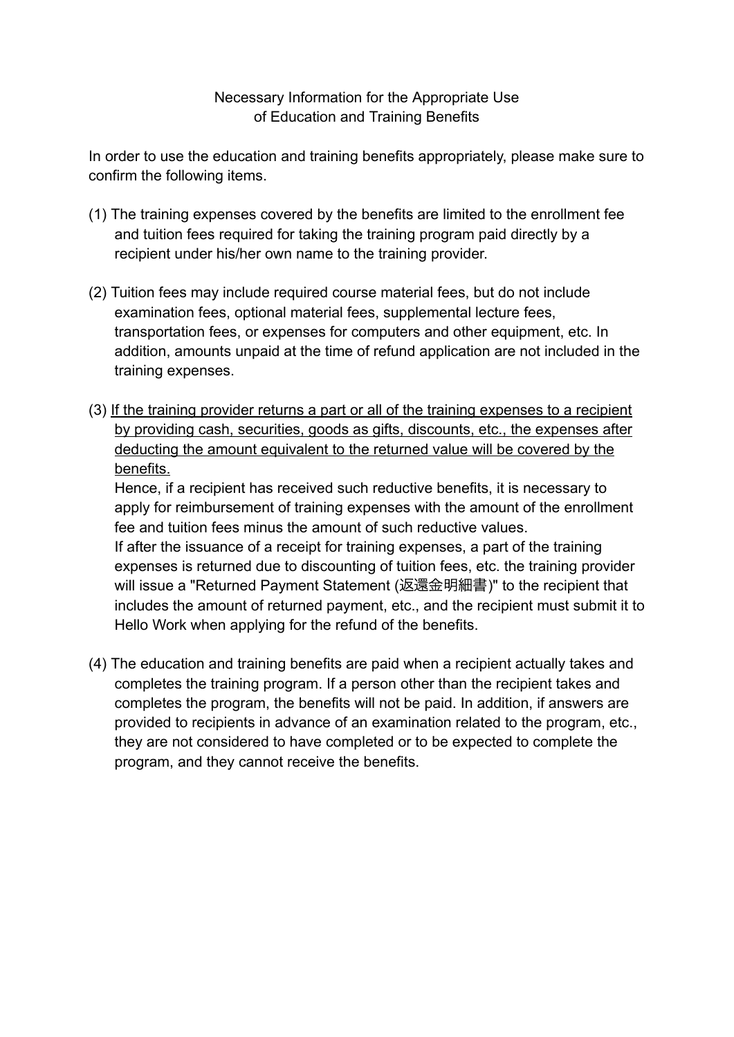# Necessary Information for the Appropriate Use of Education and Training Benefits

In order to use the education and training benefits appropriately, please make sure to confirm the following items.

(1) The training expenses covered by the benefits are limited to the enrollment fee and tuition fees required for taking the training program paid directly by a recipient under his/her own name to the training provider.

(2) Tuition fees may include required course material fees, but do not include examination fees, optional material fees, supplemental lecture fees, transportation fees, or expenses for computers and other equipment, etc. In addition, amounts unpaid at the time of refund application are not included in the training expenses.

(3) <u>If the training provider returns a part or all of the training expenses to a recipient by providing cash, securities, goods as gifts, discounts, etc., the expenses after deducting the amount equivalent to the returned value will be covered by the benefits.</u>
Hence, if a recipient has received such reductive benefits, it is necessary to apply for reimbursement of training expenses with the amount of the enrollment fee and tuition fees minus the amount of such reductive values.
If after the issuance of a receipt for training expenses, a part of the training expenses is returned due to discounting of tuition fees, etc. the training provider will issue a "Returned Payment Statement (返還金明細書)" to the recipient that includes the amount of returned payment, etc., and the recipient must submit it to Hello Work when applying for the refund of the benefits.

(4) The education and training benefits are paid when a recipient actually takes and completes the training program. If a person other than the recipient takes and completes the program, the benefits will not be paid. In addition, if answers are provided to recipients in advance of an examination related to the program, etc., they are not considered to have completed or to be expected to complete the program, and they cannot receive the benefits.